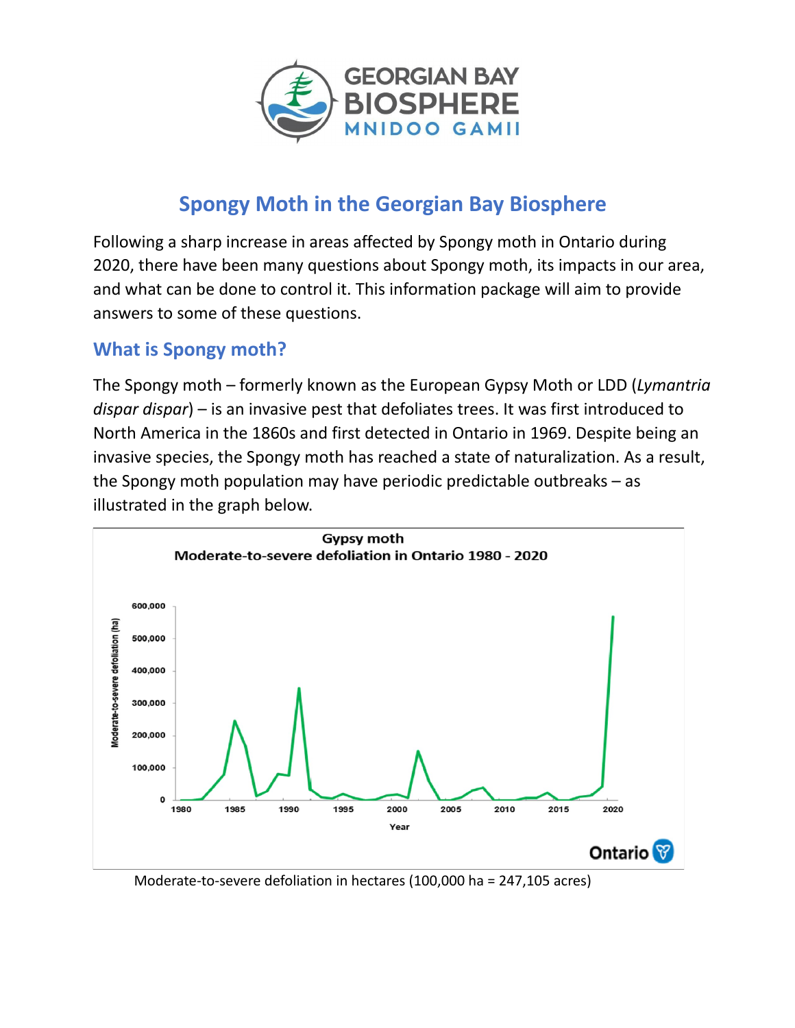# Spongy Moth in the Georgian Bay Biosphere

Following a sharp increase in areas affected by Spongy moth in Ontario during 2020, there have been many questions about Spongy moth, its impacts in our area, and what can be done to control it. This information package will aim to provide answers to some of these questions.

## What is Spongy moth?

The Spongy moth – formerly known as the European Gypsy Moth or LDD (*Lymantria dispar dispar*) – is an invasive pest that defoliates trees. It was first introduced to North America in the 1860s and first detected in Ontario in 1969. Despite being an invasive species, the Spongy moth has reached a state of naturalization. As a result, the Spongy moth population may have periodic predictable outbreaks – as illustrated in the graph below.

Moderate-to-severe defoliation in hectares (100,000 ha = 247,105 acres)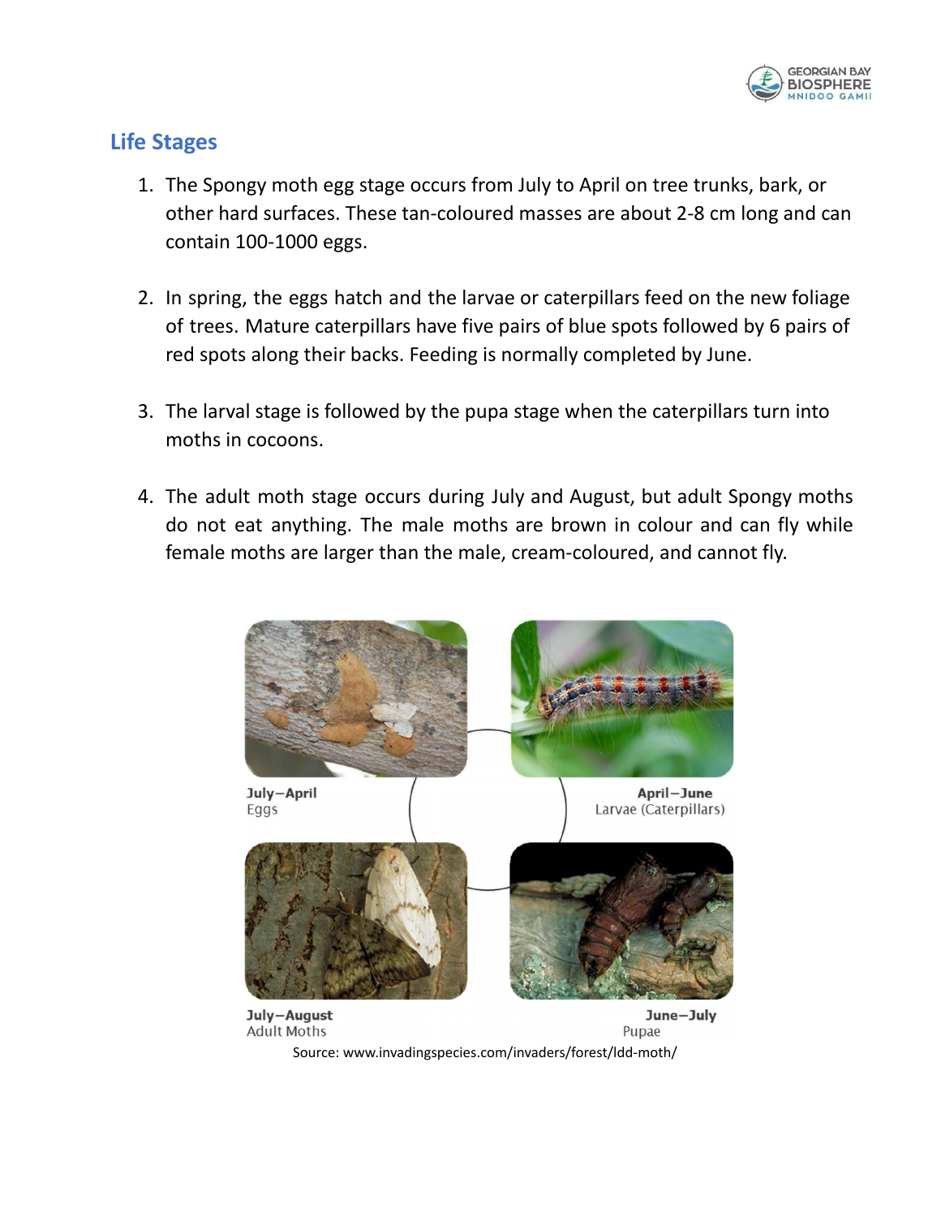## Life Stages

1. The Spongy moth egg stage occurs from July to April on tree trunks, bark, or other hard surfaces. These tan-coloured masses are about 2-8 cm long and can contain 100-1000 eggs.

2. In spring, the eggs hatch and the larvae or caterpillars feed on the new foliage of trees. Mature caterpillars have five pairs of blue spots followed by 6 pairs of red spots along their backs. Feeding is normally completed by June.

3. The larval stage is followed by the pupa stage when the caterpillars turn into moths in cocoons.

4. The adult moth stage occurs during July and August, but adult Spongy moths do not eat anything. The male moths are brown in colour and can fly while female moths are larger than the male, cream-coloured, and cannot fly.

**July–April**
Eggs

**April–June**
Larvae (Caterpillars)

**July–August**
Adult Moths

**June–July**
Pupae

Source: www.invadingspecies.com/invaders/forest/ldd-moth/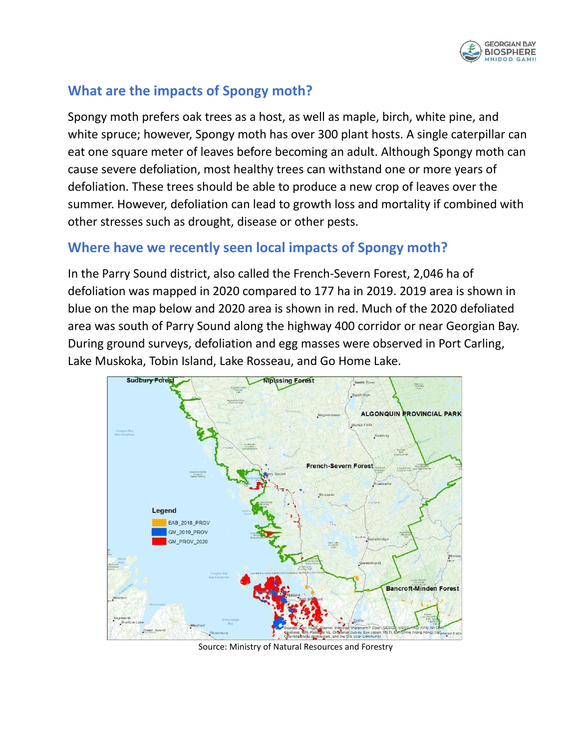## What are the impacts of Spongy moth?

Spongy moth prefers oak trees as a host, as well as maple, birch, white pine, and white spruce; however, Spongy moth has over 300 plant hosts. A single caterpillar can eat one square meter of leaves before becoming an adult. Although Spongy moth can cause severe defoliation, most healthy trees can withstand one or more years of defoliation. These trees should be able to produce a new crop of leaves over the summer. However, defoliation can lead to growth loss and mortality if combined with other stresses such as drought, disease or other pests.

## Where have we recently seen local impacts of Spongy moth?

In the Parry Sound district, also called the French-Severn Forest, 2,046 ha of defoliation was mapped in 2020 compared to 177 ha in 2019. 2019 area is shown in blue on the map below and 2020 area is shown in red. Much of the 2020 defoliated area was south of Parry Sound along the highway 400 corridor or near Georgian Bay. During ground surveys, defoliation and egg masses were observed in Port Carling, Lake Muskoka, Tobin Island, Lake Rosseau, and Go Home Lake.

Source: Ministry of Natural Resources and Forestry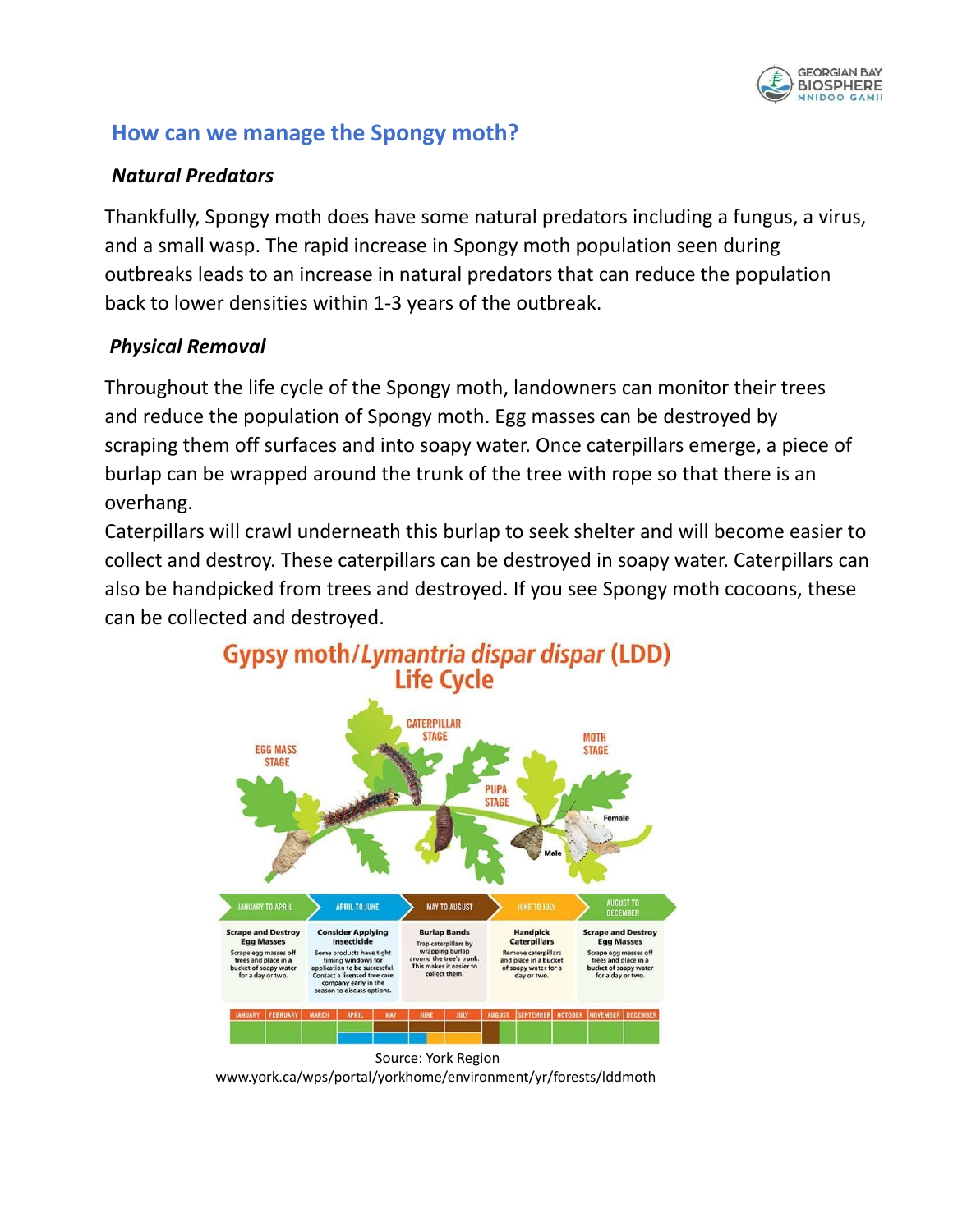## How can we manage the Spongy moth?

### *Natural Predators*

Thankfully, Spongy moth does have some natural predators including a fungus, a virus, and a small wasp. The rapid increase in Spongy moth population seen during outbreaks leads to an increase in natural predators that can reduce the population back to lower densities within 1-3 years of the outbreak.

### *Physical Removal*

Throughout the life cycle of the Spongy moth, landowners can monitor their trees and reduce the population of Spongy moth. Egg masses can be destroyed by scraping them off surfaces and into soapy water. Once caterpillars emerge, a piece of burlap can be wrapped around the trunk of the tree with rope so that there is an overhang.

Caterpillars will crawl underneath this burlap to seek shelter and will become easier to collect and destroy. These caterpillars can be destroyed in soapy water. Caterpillars can also be handpicked from trees and destroyed. If you see Spongy moth cocoons, these can be collected and destroyed.

**Gypsy moth/*Lymantria dispar dispar* (LDD) Life Cycle**

EGG MASS STAGE — CATERPILLAR STAGE — PUPA STAGE — MOTH STAGE (Female, Male)

| JANUARY TO APRIL | APRIL TO JUNE | MAY TO AUGUST | JUNE TO JULY | AUGUST TO DECEMBER |
|---|---|---|---|---|
| **Scrape and Destroy Egg Masses** Scrape egg masses off trees and place in a bucket of soapy water for a day or two. | **Consider Applying Insecticide** Some products have tight timing windows for application to be successful. Contact a licensed tree care company early in the season to discuss options. | **Burlap Bands** Trap caterpillars by wrapping burlap around the tree's trunk. This makes it easier to collect them. | **Handpick Caterpillars** Remove caterpillars and place in a bucket of soapy water for a day or two. | **Scrape and Destroy Egg Masses** Scrape egg masses off trees and place in a bucket of soapy water for a day or two. |

JANUARY | FEBRUARY | MARCH | APRIL | MAY | JUNE | JULY | AUGUST | SEPTEMBER | OCTOBER | NOVEMBER | DECEMBER

Source: York Region
www.york.ca/wps/portal/yorkhome/environment/yr/forests/lddmoth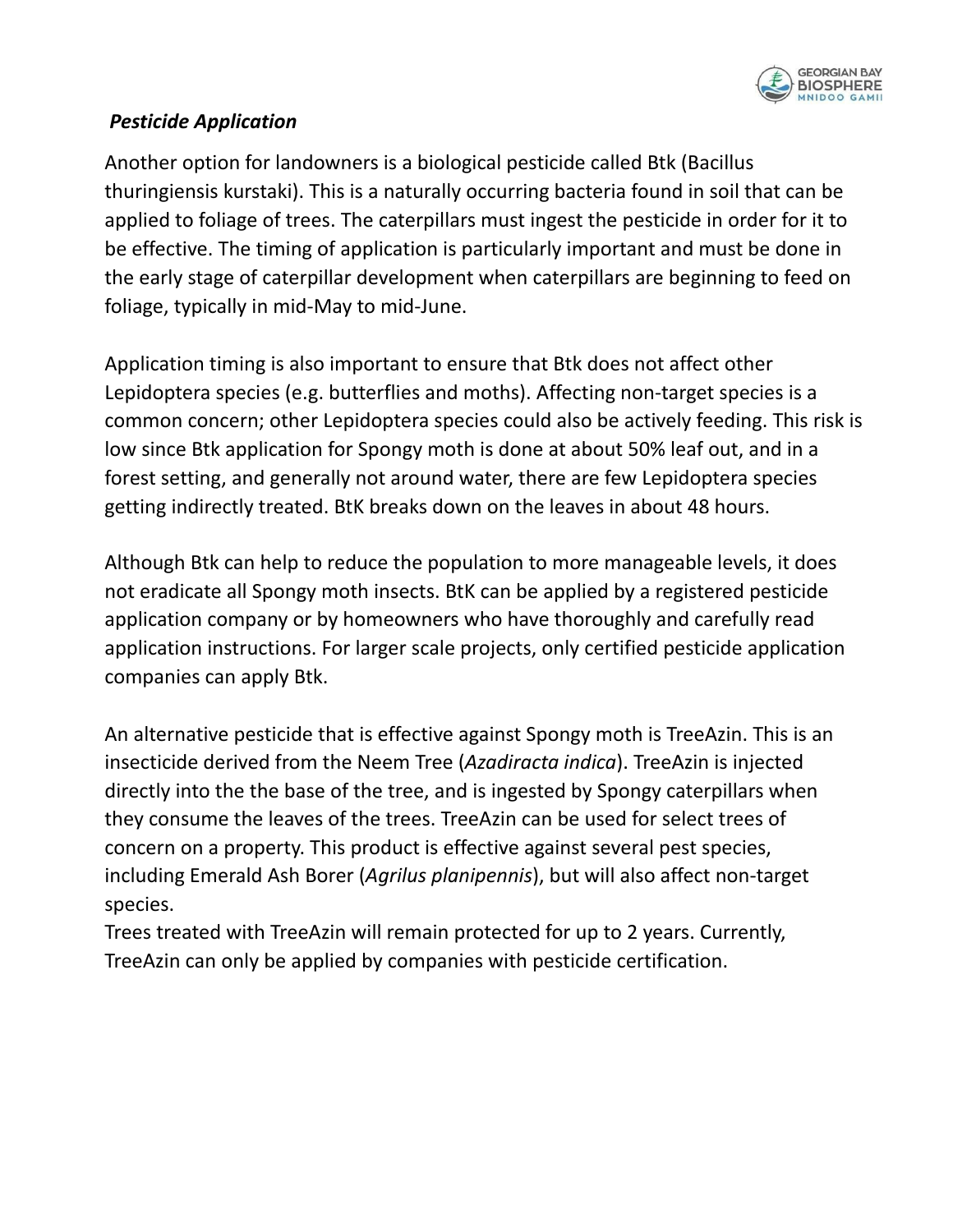### *Pesticide Application*

Another option for landowners is a biological pesticide called Btk (Bacillus thuringiensis kurstaki). This is a naturally occurring bacteria found in soil that can be applied to foliage of trees. The caterpillars must ingest the pesticide in order for it to be effective. The timing of application is particularly important and must be done in the early stage of caterpillar development when caterpillars are beginning to feed on foliage, typically in mid-May to mid-June.

Application timing is also important to ensure that Btk does not affect other Lepidoptera species (e.g. butterflies and moths). Affecting non-target species is a common concern; other Lepidoptera species could also be actively feeding. This risk is low since Btk application for Spongy moth is done at about 50% leaf out, and in a forest setting, and generally not around water, there are few Lepidoptera species getting indirectly treated. BtK breaks down on the leaves in about 48 hours.

Although Btk can help to reduce the population to more manageable levels, it does not eradicate all Spongy moth insects. BtK can be applied by a registered pesticide application company or by homeowners who have thoroughly and carefully read application instructions. For larger scale projects, only certified pesticide application companies can apply Btk.

An alternative pesticide that is effective against Spongy moth is TreeAzin. This is an insecticide derived from the Neem Tree (*Azadiracta indica*). TreeAzin is injected directly into the the base of the tree, and is ingested by Spongy caterpillars when they consume the leaves of the trees. TreeAzin can be used for select trees of concern on a property. This product is effective against several pest species, including Emerald Ash Borer (*Agrilus planipennis*), but will also affect non-target species.
Trees treated with TreeAzin will remain protected for up to 2 years. Currently, TreeAzin can only be applied by companies with pesticide certification.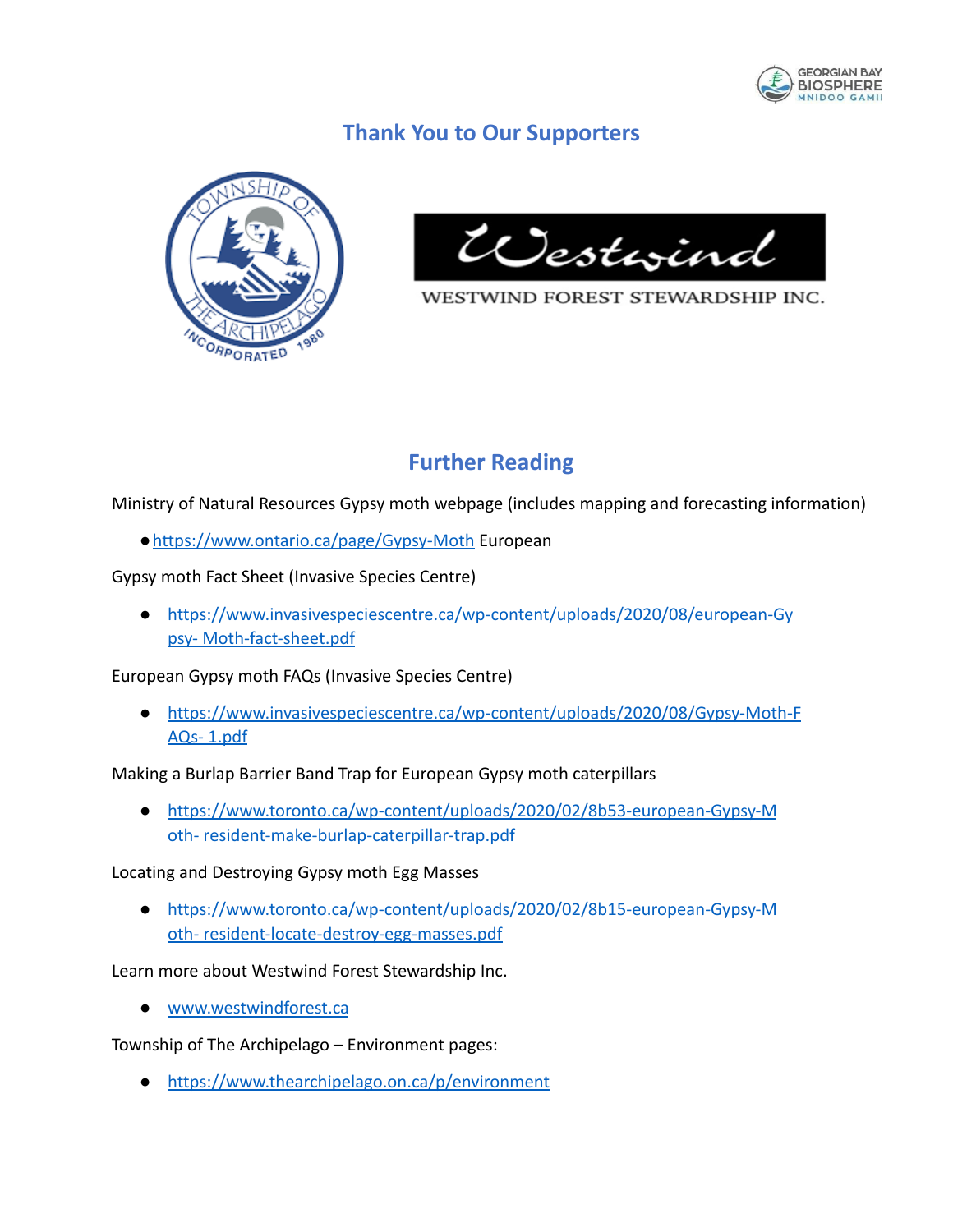## Thank You to Our Supporters

## Further Reading

Ministry of Natural Resources Gypsy moth webpage (includes mapping and forecasting information)

- https://www.ontario.ca/page/Gypsy-Moth European

Gypsy moth Fact Sheet (Invasive Species Centre)

- https://www.invasivespeciescentre.ca/wp-content/uploads/2020/08/european-Gypsy- Moth-fact-sheet.pdf

European Gypsy moth FAQs (Invasive Species Centre)

- https://www.invasivespeciescentre.ca/wp-content/uploads/2020/08/Gypsy-Moth-FAQs- 1.pdf

Making a Burlap Barrier Band Trap for European Gypsy moth caterpillars

- https://www.toronto.ca/wp-content/uploads/2020/02/8b53-european-Gypsy-Moth- resident-make-burlap-caterpillar-trap.pdf

Locating and Destroying Gypsy moth Egg Masses

- https://www.toronto.ca/wp-content/uploads/2020/02/8b15-european-Gypsy-Moth- resident-locate-destroy-egg-masses.pdf

Learn more about Westwind Forest Stewardship Inc.

- www.westwindforest.ca

Township of The Archipelago – Environment pages:

- https://www.thearchipelago.on.ca/p/environment